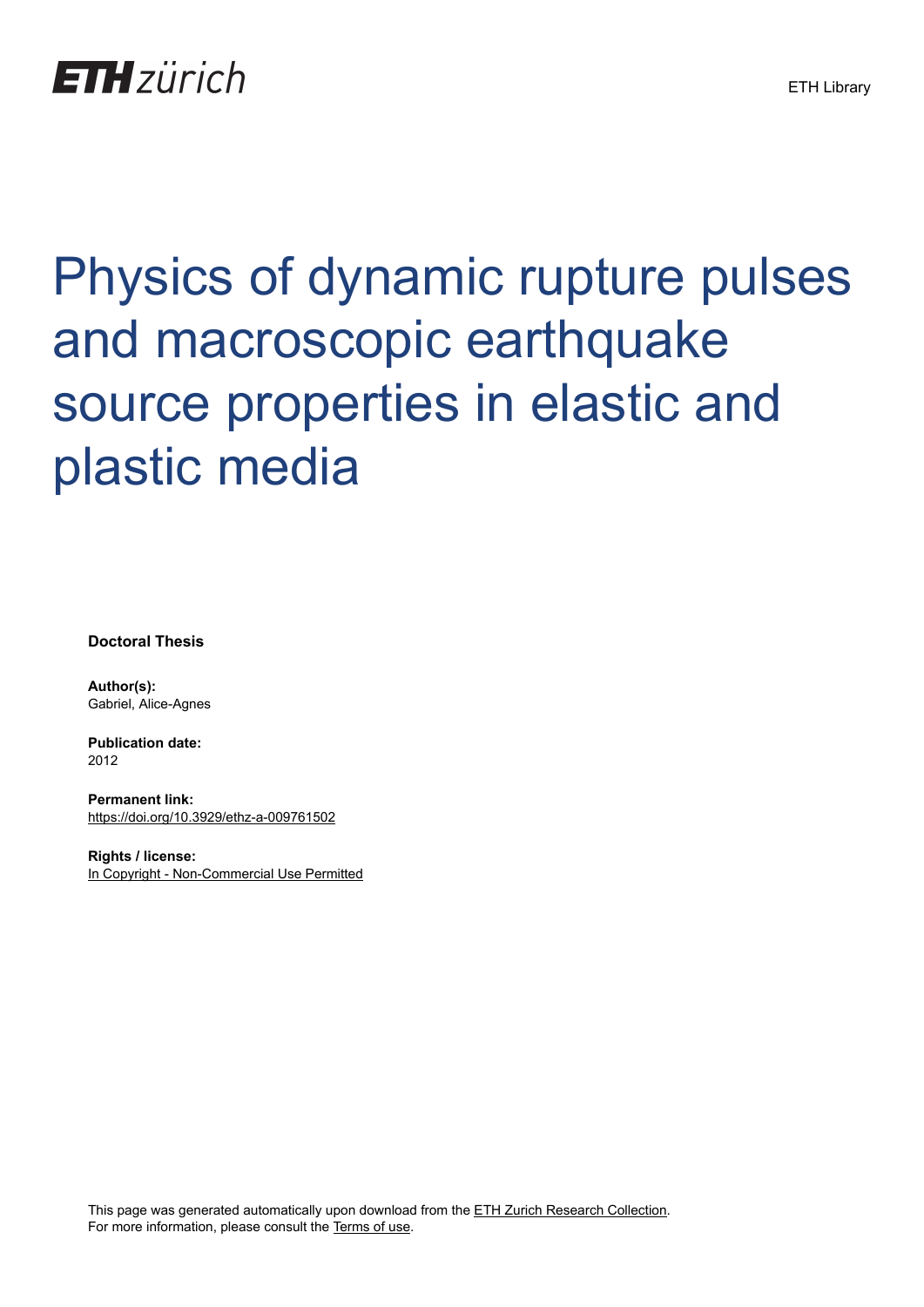ETH zürich

ETH Library

# Physics of dynamic rupture pulses and macroscopic earthquake source properties in elastic and plastic media

**Doctoral Thesis**

**Author(s):**
Gabriel, Alice-Agnes

**Publication date:**
2012

**Permanent link:**
https://doi.org/10.3929/ethz-a-009761502

**Rights / license:**
In Copyright - Non-Commercial Use Permitted

This page was generated automatically upon download from the ETH Zurich Research Collection.
For more information, please consult the Terms of use.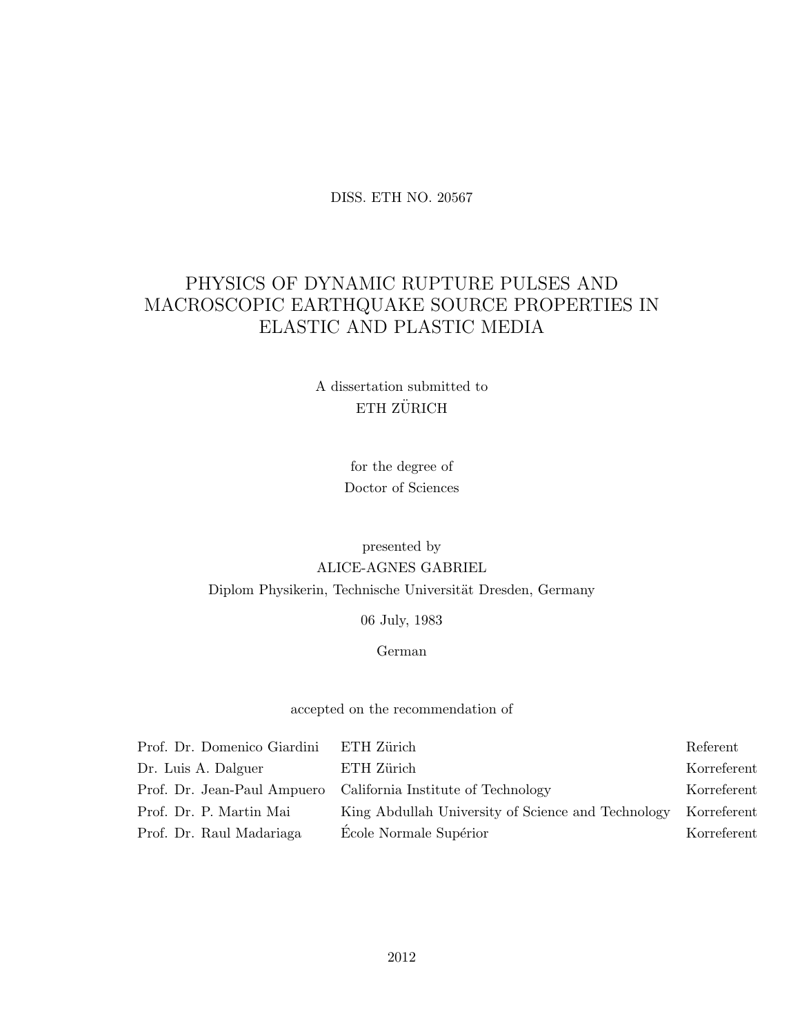DISS. ETH NO. 20567

# PHYSICS OF DYNAMIC RUPTURE PULSES AND MACROSCOPIC EARTHQUAKE SOURCE PROPERTIES IN ELASTIC AND PLASTIC MEDIA

A dissertation submitted to
ETH ZÜRICH

for the degree of
Doctor of Sciences

presented by
ALICE-AGNES GABRIEL
Diplom Physikerin, Technische Universität Dresden, Germany

06 July, 1983

German

accepted on the recommendation of

| | | |
|---|---|---|
| Prof. Dr. Domenico Giardini | ETH Zürich | Referent |
| Dr. Luis A. Dalguer | ETH Zürich | Korreferent |
| Prof. Dr. Jean-Paul Ampuero | California Institute of Technology | Korreferent |
| Prof. Dr. P. Martin Mai | King Abdullah University of Science and Technology | Korreferent |
| Prof. Dr. Raul Madariaga | École Normale Supérior | Korreferent |

2012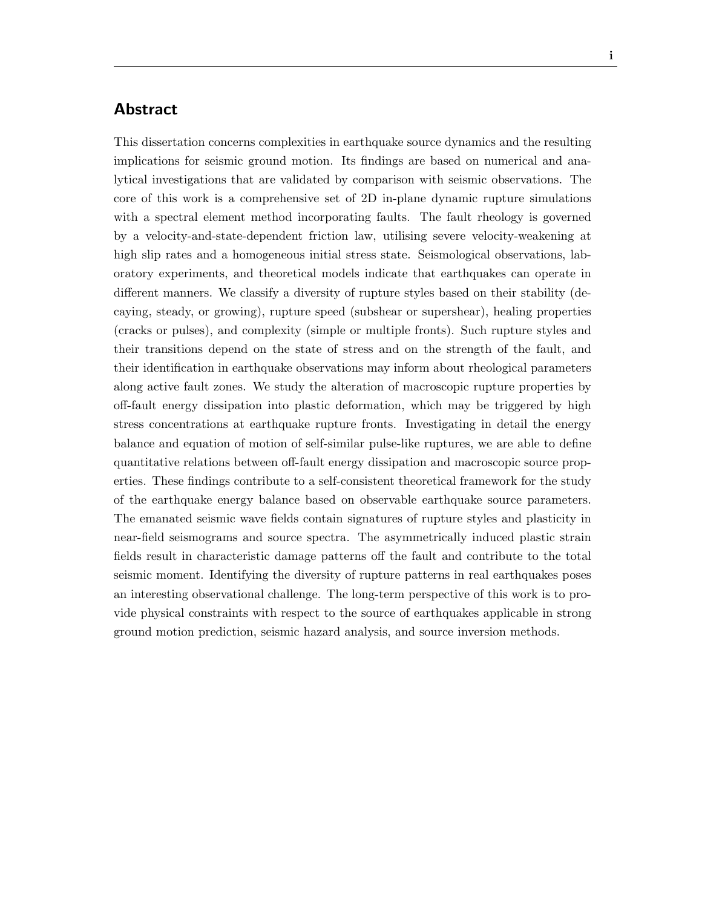## Abstract

This dissertation concerns complexities in earthquake source dynamics and the resulting implications for seismic ground motion. Its findings are based on numerical and analytical investigations that are validated by comparison with seismic observations. The core of this work is a comprehensive set of 2D in-plane dynamic rupture simulations with a spectral element method incorporating faults. The fault rheology is governed by a velocity-and-state-dependent friction law, utilising severe velocity-weakening at high slip rates and a homogeneous initial stress state. Seismological observations, laboratory experiments, and theoretical models indicate that earthquakes can operate in different manners. We classify a diversity of rupture styles based on their stability (decaying, steady, or growing), rupture speed (subshear or supershear), healing properties (cracks or pulses), and complexity (simple or multiple fronts). Such rupture styles and their transitions depend on the state of stress and on the strength of the fault, and their identification in earthquake observations may inform about rheological parameters along active fault zones. We study the alteration of macroscopic rupture properties by off-fault energy dissipation into plastic deformation, which may be triggered by high stress concentrations at earthquake rupture fronts. Investigating in detail the energy balance and equation of motion of self-similar pulse-like ruptures, we are able to define quantitative relations between off-fault energy dissipation and macroscopic source properties. These findings contribute to a self-consistent theoretical framework for the study of the earthquake energy balance based on observable earthquake source parameters. The emanated seismic wave fields contain signatures of rupture styles and plasticity in near-field seismograms and source spectra. The asymmetrically induced plastic strain fields result in characteristic damage patterns off the fault and contribute to the total seismic moment. Identifying the diversity of rupture patterns in real earthquakes poses an interesting observational challenge. The long-term perspective of this work is to provide physical constraints with respect to the source of earthquakes applicable in strong ground motion prediction, seismic hazard analysis, and source inversion methods.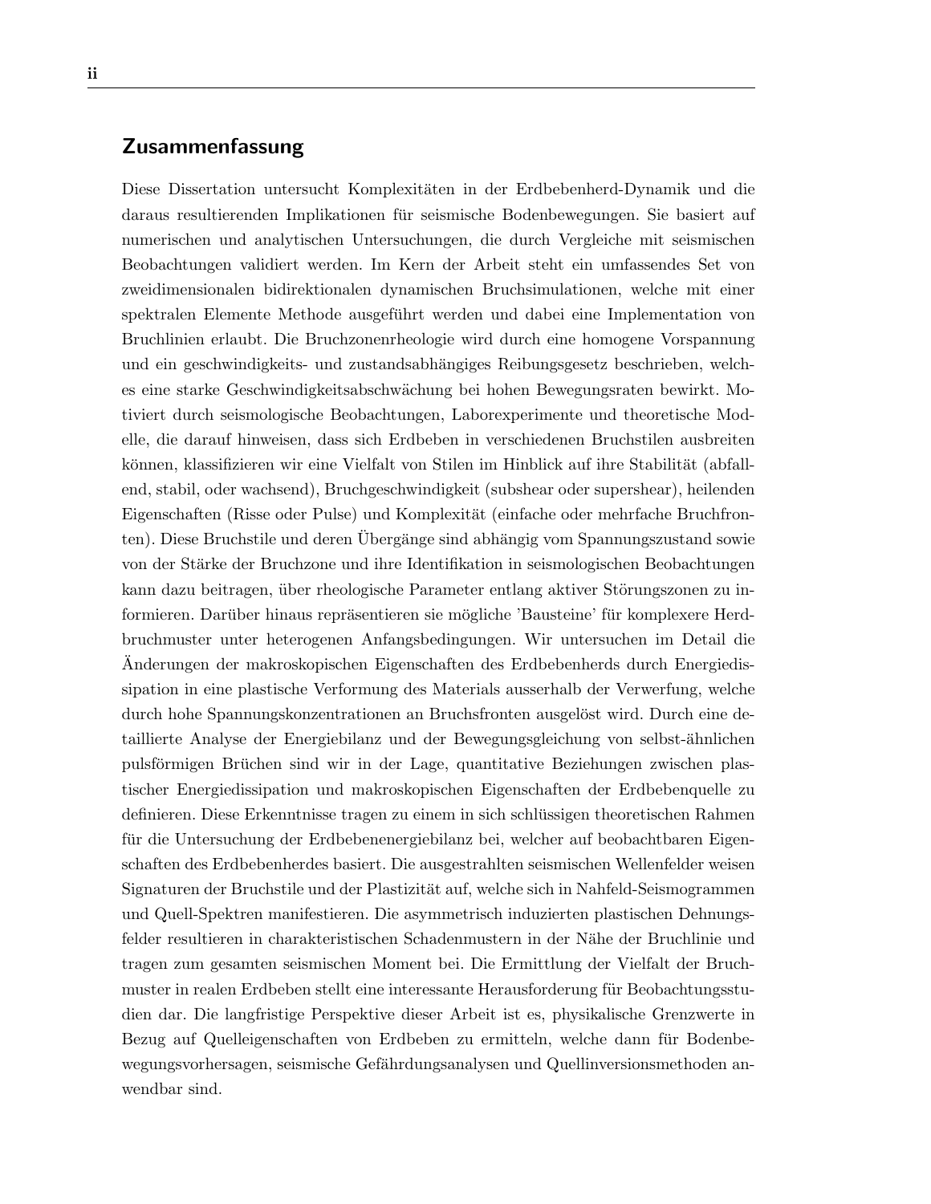## Zusammenfassung

Diese Dissertation untersucht Komplexitäten in der Erdbebenherd-Dynamik und die daraus resultierenden Implikationen für seismische Bodenbewegungen. Sie basiert auf numerischen und analytischen Untersuchungen, die durch Vergleiche mit seismischen Beobachtungen validiert werden. Im Kern der Arbeit steht ein umfassendes Set von zweidimensionalen bidirektionalen dynamischen Bruchsimulationen, welche mit einer spektralen Elemente Methode ausgeführt werden und dabei eine Implementation von Bruchlinien erlaubt. Die Bruchzonenrheologie wird durch eine homogene Vorspannung und ein geschwindigkeits- und zustandsabhängiges Reibungsgesetz beschrieben, welches eine starke Geschwindigkeitsabschwächung bei hohen Bewegungsraten bewirkt. Motiviert durch seismologische Beobachtungen, Laborexperimente und theoretische Modelle, die darauf hinweisen, dass sich Erdbeben in verschiedenen Bruchstilen ausbreiten können, klassifizieren wir eine Vielfalt von Stilen im Hinblick auf ihre Stabilität (abfallend, stabil, oder wachsend), Bruchgeschwindigkeit (subshear oder supershear), heilenden Eigenschaften (Risse oder Pulse) und Komplexität (einfache oder mehrfache Bruchfronten). Diese Bruchstile und deren Übergänge sind abhängig vom Spannungszustand sowie von der Stärke der Bruchzone und ihre Identifikation in seismologischen Beobachtungen kann dazu beitragen, über rheologische Parameter entlang aktiver Störungszonen zu informieren. Darüber hinaus repräsentieren sie mögliche 'Bausteine' für komplexere Herdbruchmuster unter heterogenen Anfangsbedingungen. Wir untersuchen im Detail die Änderungen der makroskopischen Eigenschaften des Erdbebenherds durch Energiedissipation in eine plastische Verformung des Materials ausserhalb der Verwerfung, welche durch hohe Spannungskonzentrationen an Bruchsfronten ausgelöst wird. Durch eine detaillierte Analyse der Energiebilanz und der Bewegungsgleichung von selbst-ähnlichen pulsförmigen Brüchen sind wir in der Lage, quantitative Beziehungen zwischen plastischer Energiedissipation und makroskopischen Eigenschaften der Erdbebenquelle zu definieren. Diese Erkenntnisse tragen zu einem in sich schlüssigen theoretischen Rahmen für die Untersuchung der Erdbebenenergiebilanz bei, welcher auf beobachtbaren Eigenschaften des Erdbebenherdes basiert. Die ausgestrahlten seismischen Wellenfelder weisen Signaturen der Bruchstile und der Plastizität auf, welche sich in Nahfeld-Seismogrammen und Quell-Spektren manifestieren. Die asymmetrisch induzierten plastischen Dehnungsfelder resultieren in charakteristischen Schadenmustern in der Nähe der Bruchlinie und tragen zum gesamten seismischen Moment bei. Die Ermittlung der Vielfalt der Bruchmuster in realen Erdbeben stellt eine interessante Herausforderung für Beobachtungsstudien dar. Die langfristige Perspektive dieser Arbeit ist es, physikalische Grenzwerte in Bezug auf Quelleigenschaften von Erdbeben zu ermitteln, welche dann für Bodenbewegungsvorhersagen, seismische Gefährdungsanalysen und Quellinversionsmethoden anwendbar sind.